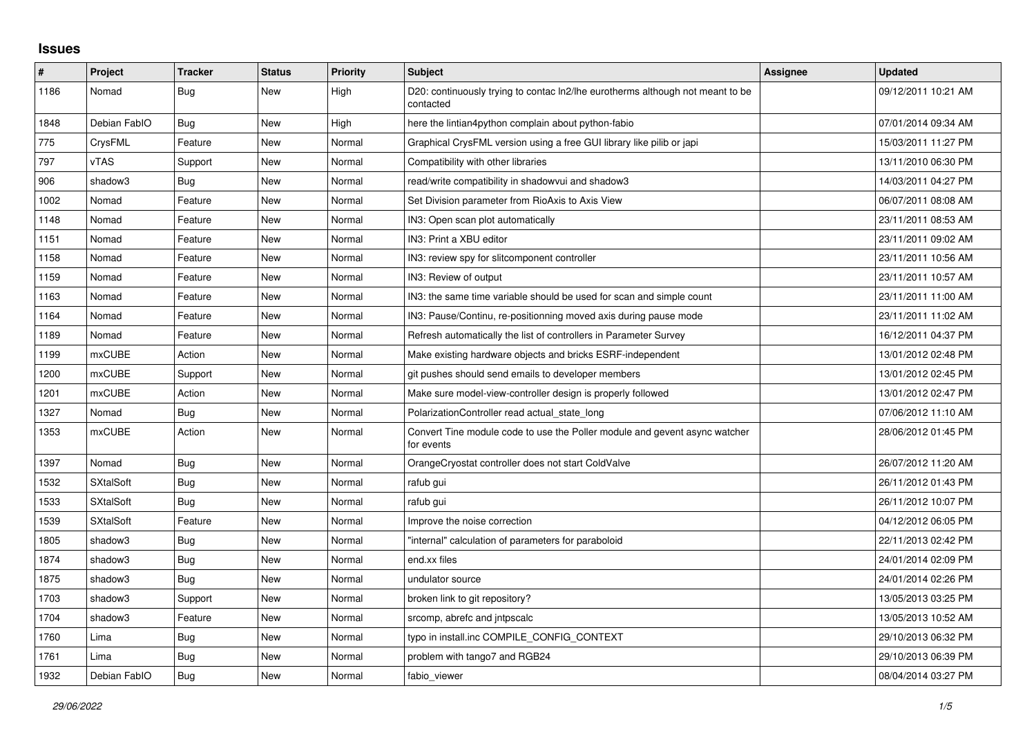# Issues

| # | Project | Tracker | Status | Priority | Subject | Assignee | Updated |
|---|---|---|---|---|---|---|---|
| 1186 | Nomad | Bug | New | High | D20: continuously trying to contac ln2/lhe eurotherms although not meant to be contacted | | 09/12/2011 10:21 AM |
| 1848 | Debian FabIO | Bug | New | High | here the lintian4python complain about python-fabio | | 07/01/2014 09:34 AM |
| 775 | CrysFML | Feature | New | Normal | Graphical CrysFML version using a free GUI library like pilib or japi | | 15/03/2011 11:27 PM |
| 797 | vTAS | Support | New | Normal | Compatibility with other libraries | | 13/11/2010 06:30 PM |
| 906 | shadow3 | Bug | New | Normal | read/write compatibility in shadowvui and shadow3 | | 14/03/2011 04:27 PM |
| 1002 | Nomad | Feature | New | Normal | Set Division parameter from RioAxis to Axis View | | 06/07/2011 08:08 AM |
| 1148 | Nomad | Feature | New | Normal | IN3: Open scan plot automatically | | 23/11/2011 08:53 AM |
| 1151 | Nomad | Feature | New | Normal | IN3: Print a XBU editor | | 23/11/2011 09:02 AM |
| 1158 | Nomad | Feature | New | Normal | IN3: review spy for slitcomponent controller | | 23/11/2011 10:56 AM |
| 1159 | Nomad | Feature | New | Normal | IN3: Review of output | | 23/11/2011 10:57 AM |
| 1163 | Nomad | Feature | New | Normal | IN3: the same time variable should be used for scan and simple count | | 23/11/2011 11:00 AM |
| 1164 | Nomad | Feature | New | Normal | IN3: Pause/Continu, re-positionning moved axis during pause mode | | 23/11/2011 11:02 AM |
| 1189 | Nomad | Feature | New | Normal | Refresh automatically the list of controllers in Parameter Survey | | 16/12/2011 04:37 PM |
| 1199 | mxCUBE | Action | New | Normal | Make existing hardware objects and bricks ESRF-independent | | 13/01/2012 02:48 PM |
| 1200 | mxCUBE | Support | New | Normal | git pushes should send emails to developer members | | 13/01/2012 02:45 PM |
| 1201 | mxCUBE | Action | New | Normal | Make sure model-view-controller design is properly followed | | 13/01/2012 02:47 PM |
| 1327 | Nomad | Bug | New | Normal | PolarizationController read actual_state_long | | 07/06/2012 11:10 AM |
| 1353 | mxCUBE | Action | New | Normal | Convert Tine module code to use the Poller module and gevent async watcher for events | | 28/06/2012 01:45 PM |
| 1397 | Nomad | Bug | New | Normal | OrangeCryostat controller does not start ColdValve | | 26/07/2012 11:20 AM |
| 1532 | SXtalSoft | Bug | New | Normal | rafub gui | | 26/11/2012 01:43 PM |
| 1533 | SXtalSoft | Bug | New | Normal | rafub gui | | 26/11/2012 10:07 PM |
| 1539 | SXtalSoft | Feature | New | Normal | Improve the noise correction | | 04/12/2012 06:05 PM |
| 1805 | shadow3 | Bug | New | Normal | "internal" calculation of parameters for paraboloid | | 22/11/2013 02:42 PM |
| 1874 | shadow3 | Bug | New | Normal | end.xx files | | 24/01/2014 02:09 PM |
| 1875 | shadow3 | Bug | New | Normal | undulator source | | 24/01/2014 02:26 PM |
| 1703 | shadow3 | Support | New | Normal | broken link to git repository? | | 13/05/2013 03:25 PM |
| 1704 | shadow3 | Feature | New | Normal | srcomp, abrefc and jntpscalc | | 13/05/2013 10:52 AM |
| 1760 | Lima | Bug | New | Normal | typo in install.inc COMPILE_CONFIG_CONTEXT | | 29/10/2013 06:32 PM |
| 1761 | Lima | Bug | New | Normal | problem with tango7 and RGB24 | | 29/10/2013 06:39 PM |
| 1932 | Debian FabIO | Bug | New | Normal | fabio_viewer | | 08/04/2014 03:27 PM |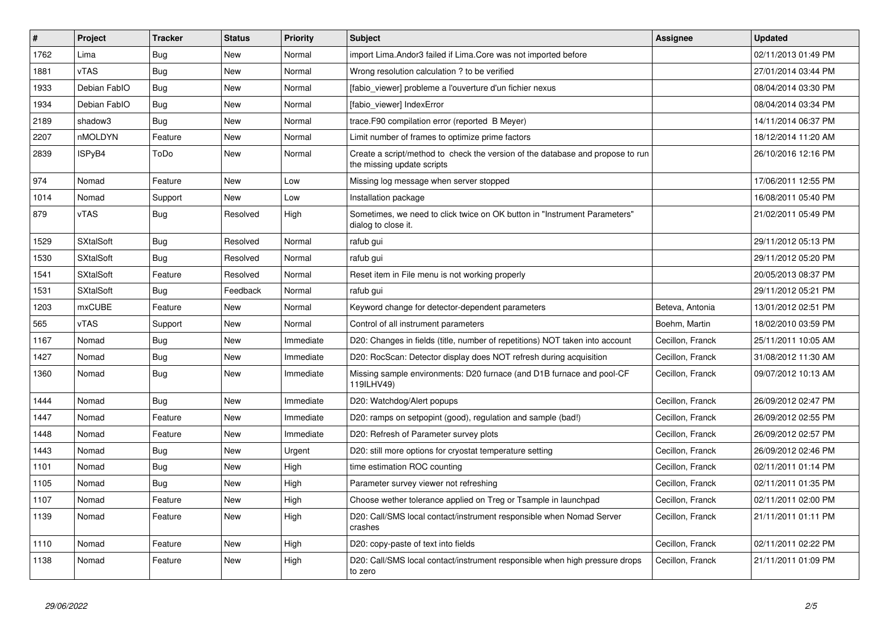| # | Project | Tracker | Status | Priority | Subject | Assignee | Updated |
| --- | --- | --- | --- | --- | --- | --- | --- |
| 1762 | Lima | Bug | New | Normal | import Lima.Andor3 failed if Lima.Core was not imported before | | 02/11/2013 01:49 PM |
| 1881 | vTAS | Bug | New | Normal | Wrong resolution calculation ? to be verified | | 27/01/2014 03:44 PM |
| 1933 | Debian FabIO | Bug | New | Normal | [fabio_viewer] probleme a l'ouverture d'un fichier nexus | | 08/04/2014 03:30 PM |
| 1934 | Debian FabIO | Bug | New | Normal | [fabio_viewer] IndexError | | 08/04/2014 03:34 PM |
| 2189 | shadow3 | Bug | New | Normal | trace.F90 compilation error (reported B Meyer) | | 14/11/2014 06:37 PM |
| 2207 | nMOLDYN | Feature | New | Normal | Limit number of frames to optimize prime factors | | 18/12/2014 11:20 AM |
| 2839 | ISPyB4 | ToDo | New | Normal | Create a script/method to check the version of the database and propose to run the missing update scripts | | 26/10/2016 12:16 PM |
| 974 | Nomad | Feature | New | Low | Missing log message when server stopped | | 17/06/2011 12:55 PM |
| 1014 | Nomad | Support | New | Low | Installation package | | 16/08/2011 05:40 PM |
| 879 | vTAS | Bug | Resolved | High | Sometimes, we need to click twice on OK button in "Instrument Parameters" dialog to close it. | | 21/02/2011 05:49 PM |
| 1529 | SXtalSoft | Bug | Resolved | Normal | rafub gui | | 29/11/2012 05:13 PM |
| 1530 | SXtalSoft | Bug | Resolved | Normal | rafub gui | | 29/11/2012 05:20 PM |
| 1541 | SXtalSoft | Feature | Resolved | Normal | Reset item in File menu is not working properly | | 20/05/2013 08:37 PM |
| 1531 | SXtalSoft | Bug | Feedback | Normal | rafub gui | | 29/11/2012 05:21 PM |
| 1203 | mxCUBE | Feature | New | Normal | Keyword change for detector-dependent parameters | Beteva, Antonia | 13/01/2012 02:51 PM |
| 565 | vTAS | Support | New | Normal | Control of all instrument parameters | Boehm, Martin | 18/02/2010 03:59 PM |
| 1167 | Nomad | Bug | New | Immediate | D20: Changes in fields (title, number of repetitions) NOT taken into account | Cecillon, Franck | 25/11/2011 10:05 AM |
| 1427 | Nomad | Bug | New | Immediate | D20: RocScan: Detector display does NOT refresh during acquisition | Cecillon, Franck | 31/08/2012 11:30 AM |
| 1360 | Nomad | Bug | New | Immediate | Missing sample environments: D20 furnace (and D1B furnace and pool-CF 119ILHV49) | Cecillon, Franck | 09/07/2012 10:13 AM |
| 1444 | Nomad | Bug | New | Immediate | D20: Watchdog/Alert popups | Cecillon, Franck | 26/09/2012 02:47 PM |
| 1447 | Nomad | Feature | New | Immediate | D20: ramps on setpopint (good), regulation and sample (bad!) | Cecillon, Franck | 26/09/2012 02:55 PM |
| 1448 | Nomad | Feature | New | Immediate | D20: Refresh of Parameter survey plots | Cecillon, Franck | 26/09/2012 02:57 PM |
| 1443 | Nomad | Bug | New | Urgent | D20: still more options for cryostat temperature setting | Cecillon, Franck | 26/09/2012 02:46 PM |
| 1101 | Nomad | Bug | New | High | time estimation ROC counting | Cecillon, Franck | 02/11/2011 01:14 PM |
| 1105 | Nomad | Bug | New | High | Parameter survey viewer not refreshing | Cecillon, Franck | 02/11/2011 01:35 PM |
| 1107 | Nomad | Feature | New | High | Choose wether tolerance applied on Treg or Tsample in launchpad | Cecillon, Franck | 02/11/2011 02:00 PM |
| 1139 | Nomad | Feature | New | High | D20: Call/SMS local contact/instrument responsible when Nomad Server crashes | Cecillon, Franck | 21/11/2011 01:11 PM |
| 1110 | Nomad | Feature | New | High | D20: copy-paste of text into fields | Cecillon, Franck | 02/11/2011 02:22 PM |
| 1138 | Nomad | Feature | New | High | D20: Call/SMS local contact/instrument responsible when high pressure drops to zero | Cecillon, Franck | 21/11/2011 01:09 PM |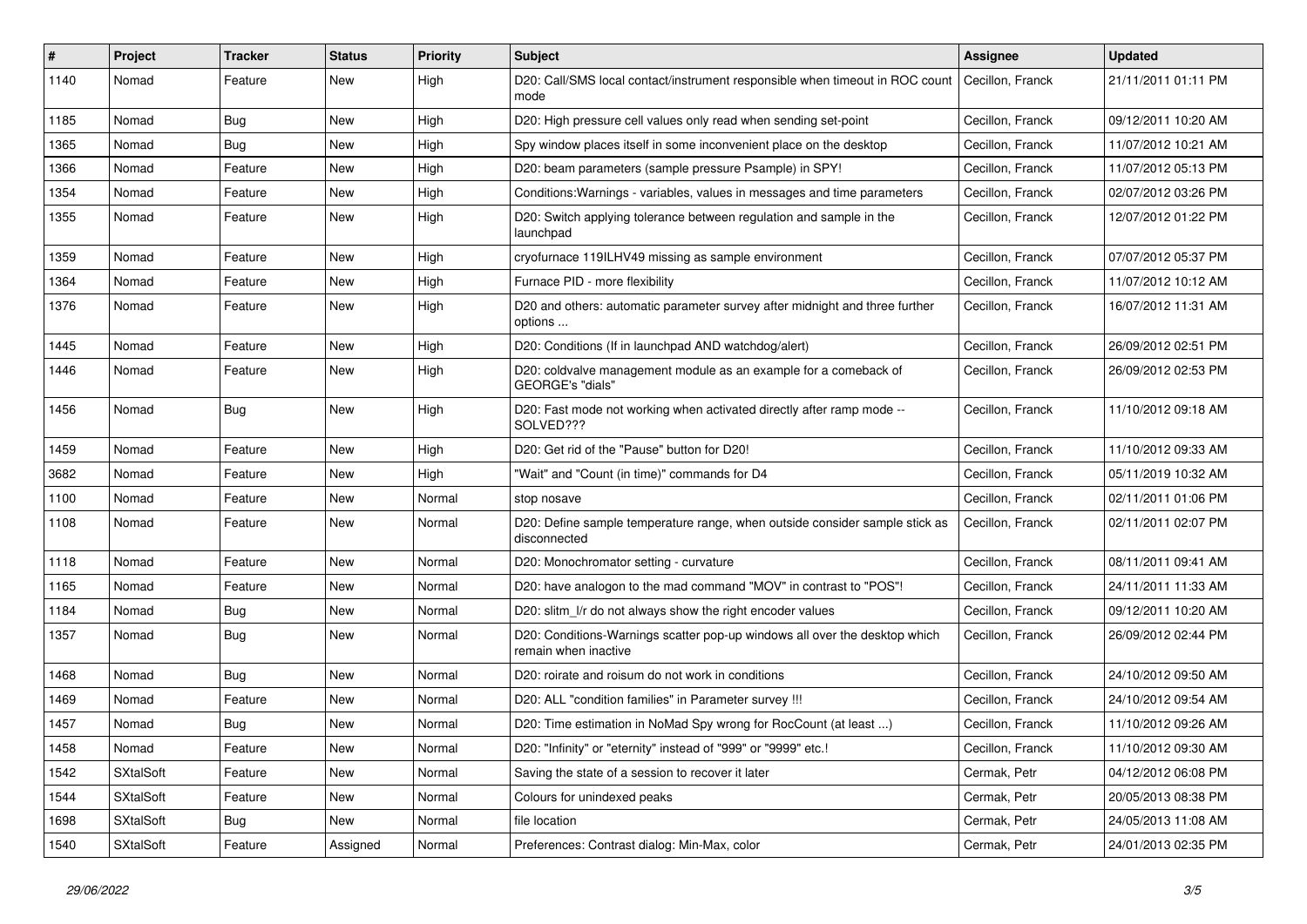| # | Project | Tracker | Status | Priority | Subject | Assignee | Updated |
|---|---|---|---|---|---|---|---|
| 1140 | Nomad | Feature | New | High | D20: Call/SMS local contact/instrument responsible when timeout in ROC count mode | Cecillon, Franck | 21/11/2011 01:11 PM |
| 1185 | Nomad | Bug | New | High | D20: High pressure cell values only read when sending set-point | Cecillon, Franck | 09/12/2011 10:20 AM |
| 1365 | Nomad | Bug | New | High | Spy window places itself in some inconvenient place on the desktop | Cecillon, Franck | 11/07/2012 10:21 AM |
| 1366 | Nomad | Feature | New | High | D20: beam parameters (sample pressure Psample) in SPY! | Cecillon, Franck | 11/07/2012 05:13 PM |
| 1354 | Nomad | Feature | New | High | Conditions:Warnings - variables, values in messages and time parameters | Cecillon, Franck | 02/07/2012 03:26 PM |
| 1355 | Nomad | Feature | New | High | D20: Switch applying tolerance between regulation and sample in the launchpad | Cecillon, Franck | 12/07/2012 01:22 PM |
| 1359 | Nomad | Feature | New | High | cryofurnace 119ILHV49 missing as sample environment | Cecillon, Franck | 07/07/2012 05:37 PM |
| 1364 | Nomad | Feature | New | High | Furnace PID - more flexibility | Cecillon, Franck | 11/07/2012 10:12 AM |
| 1376 | Nomad | Feature | New | High | D20 and others: automatic parameter survey after midnight and three further options ... | Cecillon, Franck | 16/07/2012 11:31 AM |
| 1445 | Nomad | Feature | New | High | D20: Conditions (If in launchpad AND watchdog/alert) | Cecillon, Franck | 26/09/2012 02:51 PM |
| 1446 | Nomad | Feature | New | High | D20: coldvalve management module as an example for a comeback of GEORGE's "dials" | Cecillon, Franck | 26/09/2012 02:53 PM |
| 1456 | Nomad | Bug | New | High | D20: Fast mode not working when activated directly after ramp mode -- SOLVED??? | Cecillon, Franck | 11/10/2012 09:18 AM |
| 1459 | Nomad | Feature | New | High | D20: Get rid of the "Pause" button for D20! | Cecillon, Franck | 11/10/2012 09:33 AM |
| 3682 | Nomad | Feature | New | High | "Wait" and "Count (in time)" commands for D4 | Cecillon, Franck | 05/11/2019 10:32 AM |
| 1100 | Nomad | Feature | New | Normal | stop nosave | Cecillon, Franck | 02/11/2011 01:06 PM |
| 1108 | Nomad | Feature | New | Normal | D20: Define sample temperature range, when outside consider sample stick as disconnected | Cecillon, Franck | 02/11/2011 02:07 PM |
| 1118 | Nomad | Feature | New | Normal | D20: Monochromator setting - curvature | Cecillon, Franck | 08/11/2011 09:41 AM |
| 1165 | Nomad | Feature | New | Normal | D20: have analogon to the mad command "MOV" in contrast to "POS"! | Cecillon, Franck | 24/11/2011 11:33 AM |
| 1184 | Nomad | Bug | New | Normal | D20: slitm_l/r do not always show the right encoder values | Cecillon, Franck | 09/12/2011 10:20 AM |
| 1357 | Nomad | Bug | New | Normal | D20: Conditions-Warnings scatter pop-up windows all over the desktop which remain when inactive | Cecillon, Franck | 26/09/2012 02:44 PM |
| 1468 | Nomad | Bug | New | Normal | D20: roirate and roisum do not work in conditions | Cecillon, Franck | 24/10/2012 09:50 AM |
| 1469 | Nomad | Feature | New | Normal | D20: ALL "condition families" in Parameter survey !!! | Cecillon, Franck | 24/10/2012 09:54 AM |
| 1457 | Nomad | Bug | New | Normal | D20: Time estimation in NoMad Spy wrong for RocCount (at least ...) | Cecillon, Franck | 11/10/2012 09:26 AM |
| 1458 | Nomad | Feature | New | Normal | D20: "Infinity" or "eternity" instead of "999" or "9999" etc.! | Cecillon, Franck | 11/10/2012 09:30 AM |
| 1542 | SXtalSoft | Feature | New | Normal | Saving the state of a session to recover it later | Cermak, Petr | 04/12/2012 06:08 PM |
| 1544 | SXtalSoft | Feature | New | Normal | Colours for unindexed peaks | Cermak, Petr | 20/05/2013 08:38 PM |
| 1698 | SXtalSoft | Bug | New | Normal | file location | Cermak, Petr | 24/05/2013 11:08 AM |
| 1540 | SXtalSoft | Feature | Assigned | Normal | Preferences: Contrast dialog: Min-Max, color | Cermak, Petr | 24/01/2013 02:35 PM |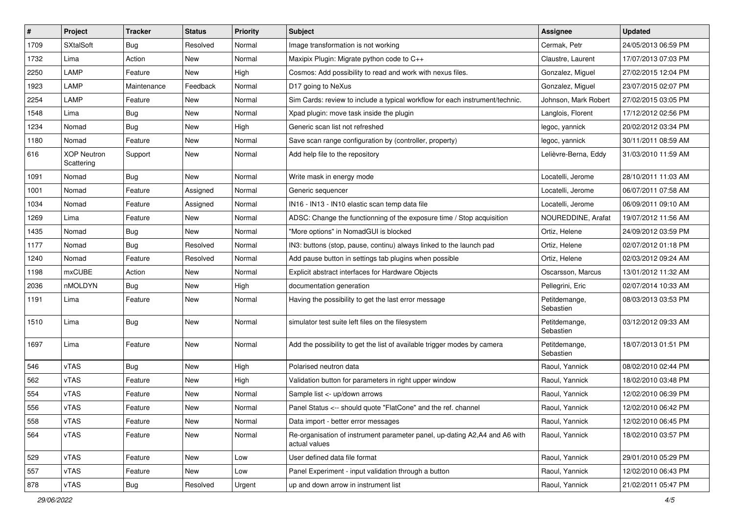| # | Project | Tracker | Status | Priority | Subject | Assignee | Updated |
| --- | --- | --- | --- | --- | --- | --- | --- |
| 1709 | SXtalSoft | Bug | Resolved | Normal | Image transformation is not working | Cermak, Petr | 24/05/2013 06:59 PM |
| 1732 | Lima | Action | New | Normal | Maxipix Plugin: Migrate python code to C++ | Claustre, Laurent | 17/07/2013 07:03 PM |
| 2250 | LAMP | Feature | New | High | Cosmos: Add possibility to read and work with nexus files. | Gonzalez, Miguel | 27/02/2015 12:04 PM |
| 1923 | LAMP | Maintenance | Feedback | Normal | D17 going to NeXus | Gonzalez, Miguel | 23/07/2015 02:07 PM |
| 2254 | LAMP | Feature | New | Normal | Sim Cards: review to include a typical workflow for each instrument/technic. | Johnson, Mark Robert | 27/02/2015 03:05 PM |
| 1548 | Lima | Bug | New | Normal | Xpad plugin: move task inside the plugin | Langlois, Florent | 17/12/2012 02:56 PM |
| 1234 | Nomad | Bug | New | High | Generic scan list not refreshed | legoc, yannick | 20/02/2012 03:34 PM |
| 1180 | Nomad | Feature | New | Normal | Save scan range configuration by (controller, property) | legoc, yannick | 30/11/2011 08:59 AM |
| 616 | XOP Neutron Scattering | Support | New | Normal | Add help file to the repository | Lelièvre-Berna, Eddy | 31/03/2010 11:59 AM |
| 1091 | Nomad | Bug | New | Normal | Write mask in energy mode | Locatelli, Jerome | 28/10/2011 11:03 AM |
| 1001 | Nomad | Feature | Assigned | Normal | Generic sequencer | Locatelli, Jerome | 06/07/2011 07:58 AM |
| 1034 | Nomad | Feature | Assigned | Normal | IN16 - IN13 - IN10 elastic scan temp data file | Locatelli, Jerome | 06/09/2011 09:10 AM |
| 1269 | Lima | Feature | New | Normal | ADSC: Change the functionning of the exposure time / Stop acquisition | NOUREDDINE, Arafat | 19/07/2012 11:56 AM |
| 1435 | Nomad | Bug | New | Normal | "More options" in NomadGUI is blocked | Ortiz, Helene | 24/09/2012 03:59 PM |
| 1177 | Nomad | Bug | Resolved | Normal | IN3: buttons (stop, pause, continu) always linked to the launch pad | Ortiz, Helene | 02/07/2012 01:18 PM |
| 1240 | Nomad | Feature | Resolved | Normal | Add pause button in settings tab plugins when possible | Ortiz, Helene | 02/03/2012 09:24 AM |
| 1198 | mxCUBE | Action | New | Normal | Explicit abstract interfaces for Hardware Objects | Oscarsson, Marcus | 13/01/2012 11:32 AM |
| 2036 | nMOLDYN | Bug | New | High | documentation generation | Pellegrini, Eric | 02/07/2014 10:33 AM |
| 1191 | Lima | Feature | New | Normal | Having the possibility to get the last error message | Petitdemange, Sebastien | 08/03/2013 03:53 PM |
| 1510 | Lima | Bug | New | Normal | simulator test suite left files on the filesystem | Petitdemange, Sebastien | 03/12/2012 09:33 AM |
| 1697 | Lima | Feature | New | Normal | Add the possibility to get the list of available trigger modes by camera | Petitdemange, Sebastien | 18/07/2013 01:51 PM |
| 546 | vTAS | Bug | New | High | Polarised neutron data | Raoul, Yannick | 08/02/2010 02:44 PM |
| 562 | vTAS | Feature | New | High | Validation button for parameters in right upper window | Raoul, Yannick | 18/02/2010 03:48 PM |
| 554 | vTAS | Feature | New | Normal | Sample list <- up/down arrows | Raoul, Yannick | 12/02/2010 06:39 PM |
| 556 | vTAS | Feature | New | Normal | Panel Status <-- should quote "FlatCone" and the ref. channel | Raoul, Yannick | 12/02/2010 06:42 PM |
| 558 | vTAS | Feature | New | Normal | Data import - better error messages | Raoul, Yannick | 12/02/2010 06:45 PM |
| 564 | vTAS | Feature | New | Normal | Re-organisation of instrument parameter panel, up-dating A2,A4 and A6 with actual values | Raoul, Yannick | 18/02/2010 03:57 PM |
| 529 | vTAS | Feature | New | Low | User defined data file format | Raoul, Yannick | 29/01/2010 05:29 PM |
| 557 | vTAS | Feature | New | Low | Panel Experiment - input validation through a button | Raoul, Yannick | 12/02/2010 06:43 PM |
| 878 | vTAS | Bug | Resolved | Urgent | up and down arrow in instrument list | Raoul, Yannick | 21/02/2011 05:47 PM |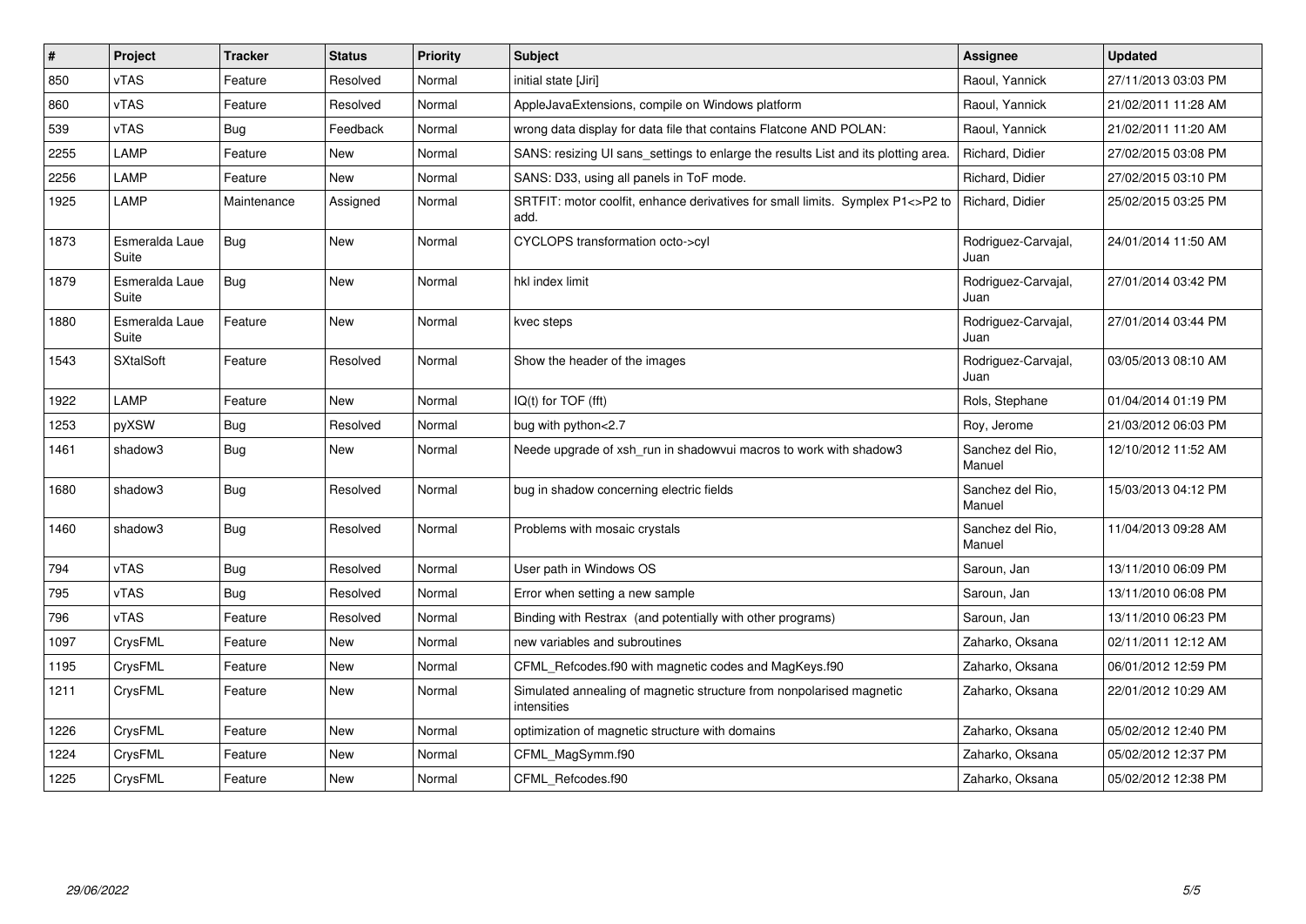| # | Project | Tracker | Status | Priority | Subject | Assignee | Updated |
|---|---|---|---|---|---|---|---|
| 850 | vTAS | Feature | Resolved | Normal | initial state [Jiri] | Raoul, Yannick | 27/11/2013 03:03 PM |
| 860 | vTAS | Feature | Resolved | Normal | AppleJavaExtensions, compile on Windows platform | Raoul, Yannick | 21/02/2011 11:28 AM |
| 539 | vTAS | Bug | Feedback | Normal | wrong data display for data file that contains Flatcone AND POLAN: | Raoul, Yannick | 21/02/2011 11:20 AM |
| 2255 | LAMP | Feature | New | Normal | SANS: resizing UI sans_settings to enlarge the results List and its plotting area. | Richard, Didier | 27/02/2015 03:08 PM |
| 2256 | LAMP | Feature | New | Normal | SANS: D33, using all panels in ToF mode. | Richard, Didier | 27/02/2015 03:10 PM |
| 1925 | LAMP | Maintenance | Assigned | Normal | SRTFIT: motor coolfit, enhance derivatives for small limits. Symplex P1<>P2 to add. | Richard, Didier | 25/02/2015 03:25 PM |
| 1873 | Esmeralda Laue Suite | Bug | New | Normal | CYCLOPS transformation octo->cyl | Rodriguez-Carvajal, Juan | 24/01/2014 11:50 AM |
| 1879 | Esmeralda Laue Suite | Bug | New | Normal | hkl index limit | Rodriguez-Carvajal, Juan | 27/01/2014 03:42 PM |
| 1880 | Esmeralda Laue Suite | Feature | New | Normal | kvec steps | Rodriguez-Carvajal, Juan | 27/01/2014 03:44 PM |
| 1543 | SXtalSoft | Feature | Resolved | Normal | Show the header of the images | Rodriguez-Carvajal, Juan | 03/05/2013 08:10 AM |
| 1922 | LAMP | Feature | New | Normal | IQ(t) for TOF (fft) | Rols, Stephane | 01/04/2014 01:19 PM |
| 1253 | pyXSW | Bug | Resolved | Normal | bug with python<2.7 | Roy, Jerome | 21/03/2012 06:03 PM |
| 1461 | shadow3 | Bug | New | Normal | Neede upgrade of xsh_run in shadowvui macros to work with shadow3 | Sanchez del Rio, Manuel | 12/10/2012 11:52 AM |
| 1680 | shadow3 | Bug | Resolved | Normal | bug in shadow concerning electric fields | Sanchez del Rio, Manuel | 15/03/2013 04:12 PM |
| 1460 | shadow3 | Bug | Resolved | Normal | Problems with mosaic crystals | Sanchez del Rio, Manuel | 11/04/2013 09:28 AM |
| 794 | vTAS | Bug | Resolved | Normal | User path in Windows OS | Saroun, Jan | 13/11/2010 06:09 PM |
| 795 | vTAS | Bug | Resolved | Normal | Error when setting a new sample | Saroun, Jan | 13/11/2010 06:08 PM |
| 796 | vTAS | Feature | Resolved | Normal | Binding with Restrax (and potentially with other programs) | Saroun, Jan | 13/11/2010 06:23 PM |
| 1097 | CrysFML | Feature | New | Normal | new variables and subroutines | Zaharko, Oksana | 02/11/2011 12:12 AM |
| 1195 | CrysFML | Feature | New | Normal | CFML_Refcodes.f90 with magnetic codes and MagKeys.f90 | Zaharko, Oksana | 06/01/2012 12:59 PM |
| 1211 | CrysFML | Feature | New | Normal | Simulated annealing of magnetic structure from nonpolarised magnetic intensities | Zaharko, Oksana | 22/01/2012 10:29 AM |
| 1226 | CrysFML | Feature | New | Normal | optimization of magnetic structure with domains | Zaharko, Oksana | 05/02/2012 12:40 PM |
| 1224 | CrysFML | Feature | New | Normal | CFML_MagSymm.f90 | Zaharko, Oksana | 05/02/2012 12:37 PM |
| 1225 | CrysFML | Feature | New | Normal | CFML_Refcodes.f90 | Zaharko, Oksana | 05/02/2012 12:38 PM |